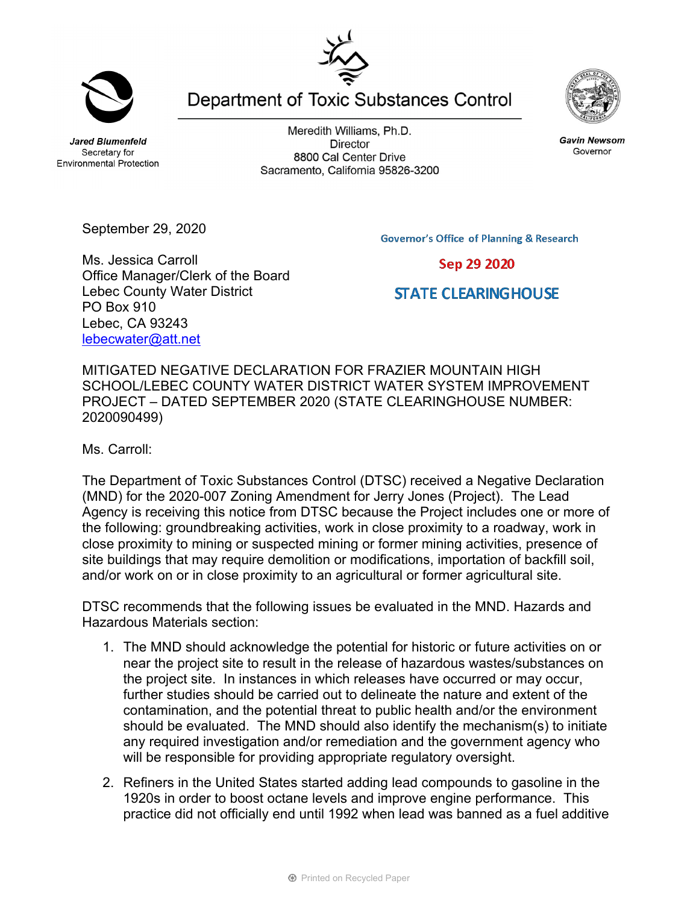Department of Toxic Substances Control

Meredith Williams, Ph.D.
Director
8800 Cal Center Drive
Sacramento, California 95826-3200

***Jared Blumenfeld***
Secretary for
Environmental Protection

***Gavin Newsom***
Governor

September 29, 2020

Governor's Office of Planning & Research

Sep 29 2020

STATE CLEARINGHOUSE

Ms. Jessica Carroll
Office Manager/Clerk of the Board
Lebec County Water District
PO Box 910
Lebec, CA 93243
lebecwater@att.net

MITIGATED NEGATIVE DECLARATION FOR FRAZIER MOUNTAIN HIGH SCHOOL/LEBEC COUNTY WATER DISTRICT WATER SYSTEM IMPROVEMENT PROJECT – DATED SEPTEMBER 2020 (STATE CLEARINGHOUSE NUMBER: 2020090499)

Ms. Carroll:

The Department of Toxic Substances Control (DTSC) received a Negative Declaration (MND) for the 2020-007 Zoning Amendment for Jerry Jones (Project). The Lead Agency is receiving this notice from DTSC because the Project includes one or more of the following: groundbreaking activities, work in close proximity to a roadway, work in close proximity to mining or suspected mining or former mining activities, presence of site buildings that may require demolition or modifications, importation of backfill soil, and/or work on or in close proximity to an agricultural or former agricultural site.

DTSC recommends that the following issues be evaluated in the MND. Hazards and Hazardous Materials section:

1. The MND should acknowledge the potential for historic or future activities on or near the project site to result in the release of hazardous wastes/substances on the project site. In instances in which releases have occurred or may occur, further studies should be carried out to delineate the nature and extent of the contamination, and the potential threat to public health and/or the environment should be evaluated. The MND should also identify the mechanism(s) to initiate any required investigation and/or remediation and the government agency who will be responsible for providing appropriate regulatory oversight.

2. Refiners in the United States started adding lead compounds to gasoline in the 1920s in order to boost octane levels and improve engine performance. This practice did not officially end until 1992 when lead was banned as a fuel additive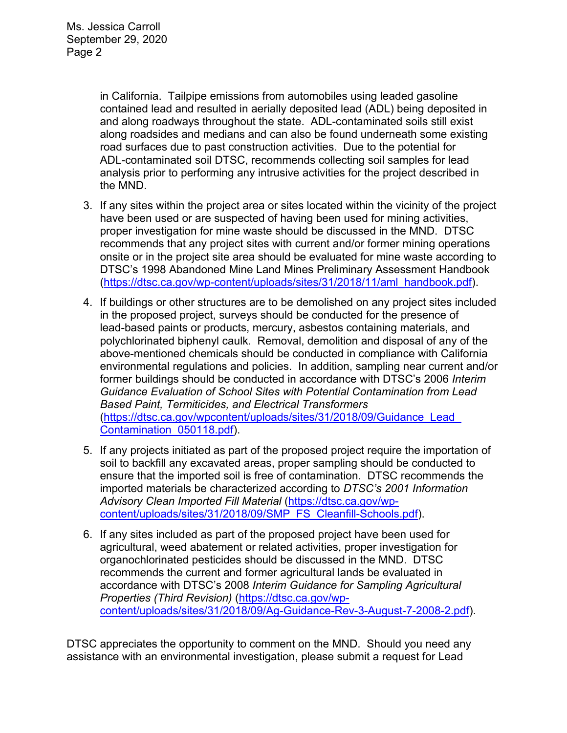in California. Tailpipe emissions from automobiles using leaded gasoline contained lead and resulted in aerially deposited lead (ADL) being deposited in and along roadways throughout the state. ADL-contaminated soils still exist along roadsides and medians and can also be found underneath some existing road surfaces due to past construction activities. Due to the potential for ADL-contaminated soil DTSC, recommends collecting soil samples for lead analysis prior to performing any intrusive activities for the project described in the MND.

3. If any sites within the project area or sites located within the vicinity of the project have been used or are suspected of having been used for mining activities, proper investigation for mine waste should be discussed in the MND. DTSC recommends that any project sites with current and/or former mining operations onsite or in the project site area should be evaluated for mine waste according to DTSC's 1998 Abandoned Mine Land Mines Preliminary Assessment Handbook (https://dtsc.ca.gov/wp-content/uploads/sites/31/2018/11/aml_handbook.pdf).

4. If buildings or other structures are to be demolished on any project sites included in the proposed project, surveys should be conducted for the presence of lead-based paints or products, mercury, asbestos containing materials, and polychlorinated biphenyl caulk. Removal, demolition and disposal of any of the above-mentioned chemicals should be conducted in compliance with California environmental regulations and policies. In addition, sampling near current and/or former buildings should be conducted in accordance with DTSC's 2006 *Interim Guidance Evaluation of School Sites with Potential Contamination from Lead Based Paint, Termiticides, and Electrical Transformers* (https://dtsc.ca.gov/wpcontent/uploads/sites/31/2018/09/Guidance_Lead_Contamination_050118.pdf).

5. If any projects initiated as part of the proposed project require the importation of soil to backfill any excavated areas, proper sampling should be conducted to ensure that the imported soil is free of contamination. DTSC recommends the imported materials be characterized according to *DTSC's 2001 Information Advisory Clean Imported Fill Material* (https://dtsc.ca.gov/wp-content/uploads/sites/31/2018/09/SMP_FS_Cleanfill-Schools.pdf).

6. If any sites included as part of the proposed project have been used for agricultural, weed abatement or related activities, proper investigation for organochlorinated pesticides should be discussed in the MND. DTSC recommends the current and former agricultural lands be evaluated in accordance with DTSC's 2008 *Interim Guidance for Sampling Agricultural Properties (Third Revision)* (https://dtsc.ca.gov/wp-content/uploads/sites/31/2018/09/Ag-Guidance-Rev-3-August-7-2008-2.pdf).

DTSC appreciates the opportunity to comment on the MND. Should you need any assistance with an environmental investigation, please submit a request for Lead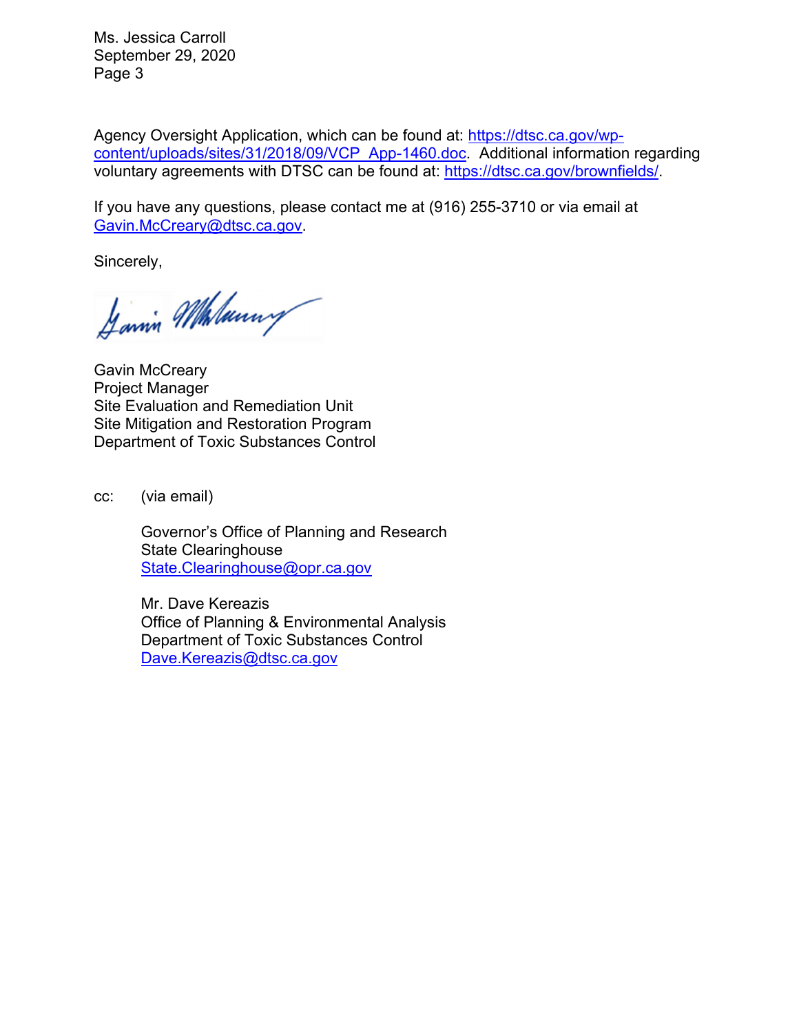Agency Oversight Application, which can be found at: https://dtsc.ca.gov/wp-content/uploads/sites/31/2018/09/VCP_App-1460.doc. Additional information regarding voluntary agreements with DTSC can be found at: https://dtsc.ca.gov/brownfields/.

If you have any questions, please contact me at (916) 255-3710 or via email at Gavin.McCreary@dtsc.ca.gov.

Sincerely,

Gavin McCreary
Project Manager
Site Evaluation and Remediation Unit
Site Mitigation and Restoration Program
Department of Toxic Substances Control

cc: (via email)

Governor's Office of Planning and Research
State Clearinghouse
State.Clearinghouse@opr.ca.gov

Mr. Dave Kereazis
Office of Planning & Environmental Analysis
Department of Toxic Substances Control
Dave.Kereazis@dtsc.ca.gov